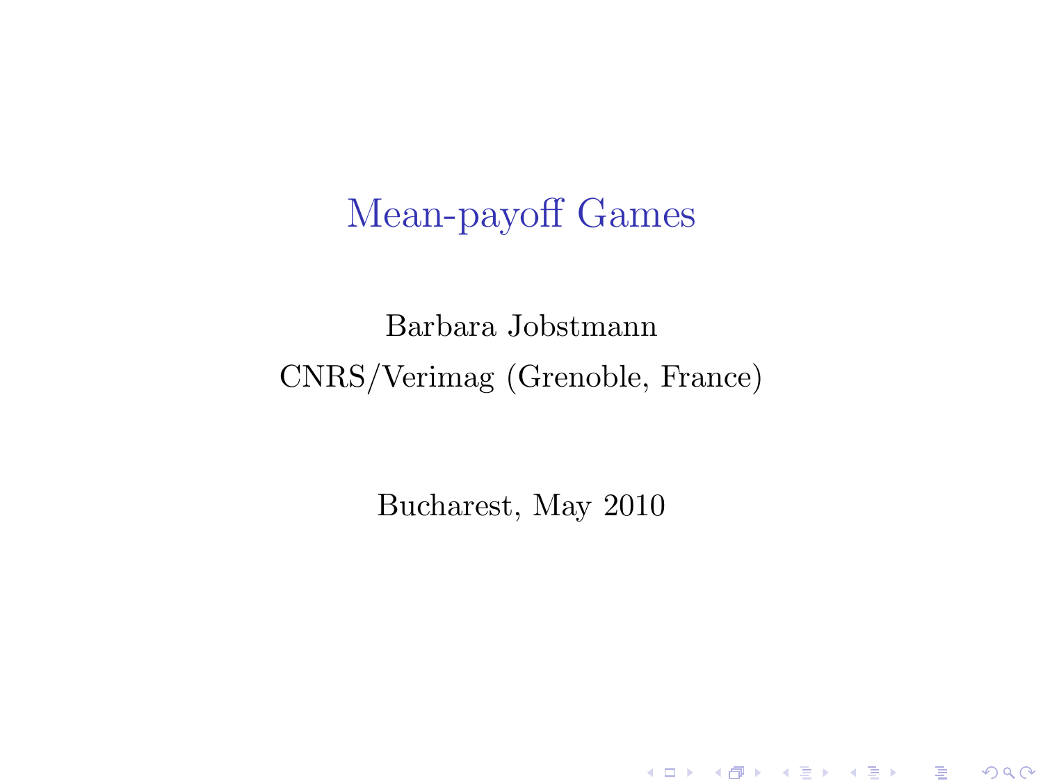# Mean-payoff Games

Barbara Jobstmann

CNRS/Verimag (Grenoble, France)

Bucharest, May 2010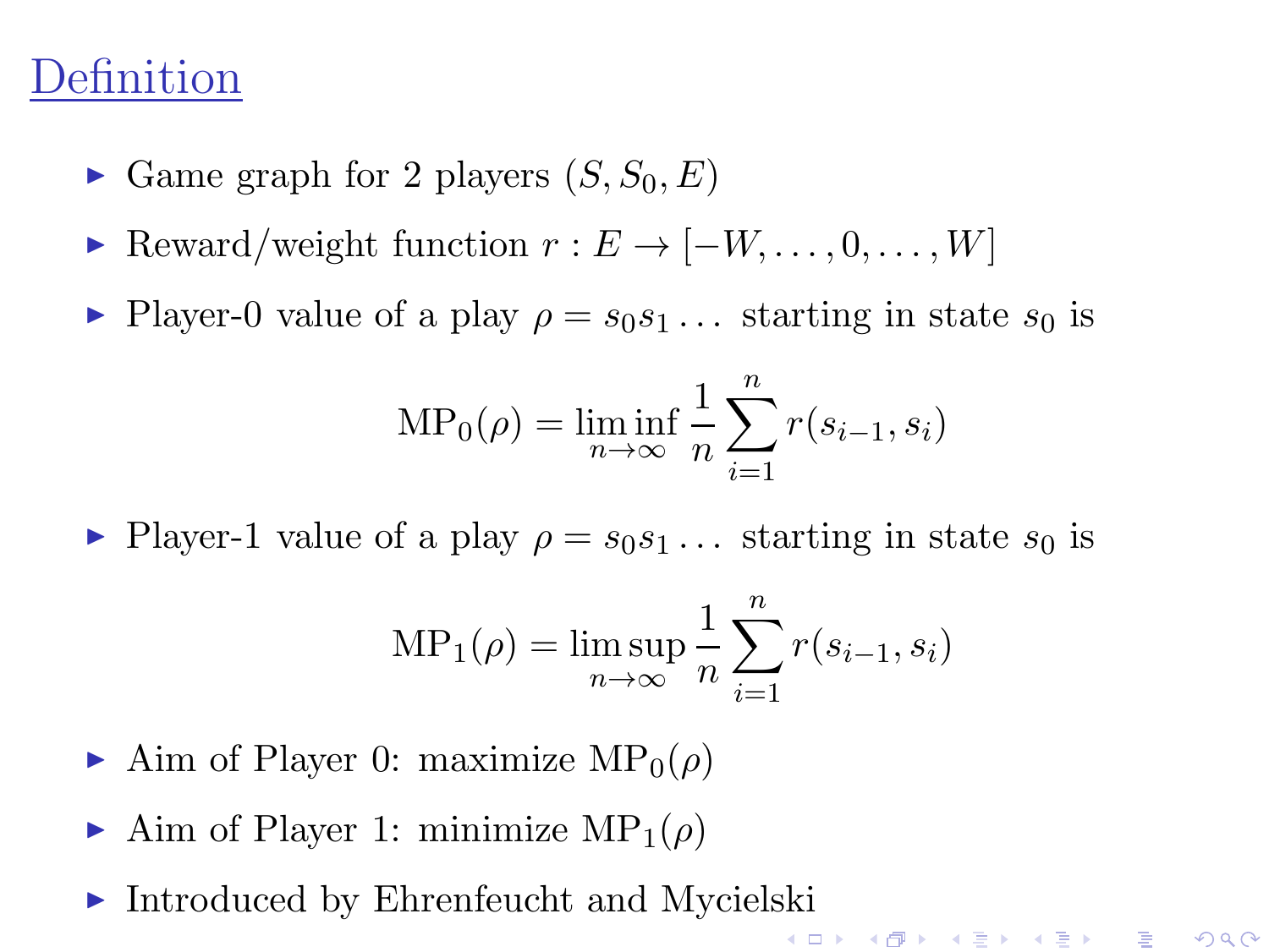# Definition

- Game graph for 2 players $(S, S_0, E)$
- Reward/weight function $r : E \to [-W, \ldots, 0, \ldots, W]$
- Player-0 value of a play $\rho = s_0 s_1 \ldots$ starting in state $s_0$ is

$$\mathrm{MP}_0(\rho) = \liminf_{n \to \infty} \frac{1}{n} \sum_{i=1}^{n} r(s_{i-1}, s_i)$$

- Player-1 value of a play $\rho = s_0 s_1 \ldots$ starting in state $s_0$ is

$$\mathrm{MP}_1(\rho) = \limsup_{n \to \infty} \frac{1}{n} \sum_{i=1}^{n} r(s_{i-1}, s_i)$$

- Aim of Player 0: maximize $\mathrm{MP}_0(\rho)$
- Aim of Player 1: minimize $\mathrm{MP}_1(\rho)$
- Introduced by Ehrenfeucht and Mycielski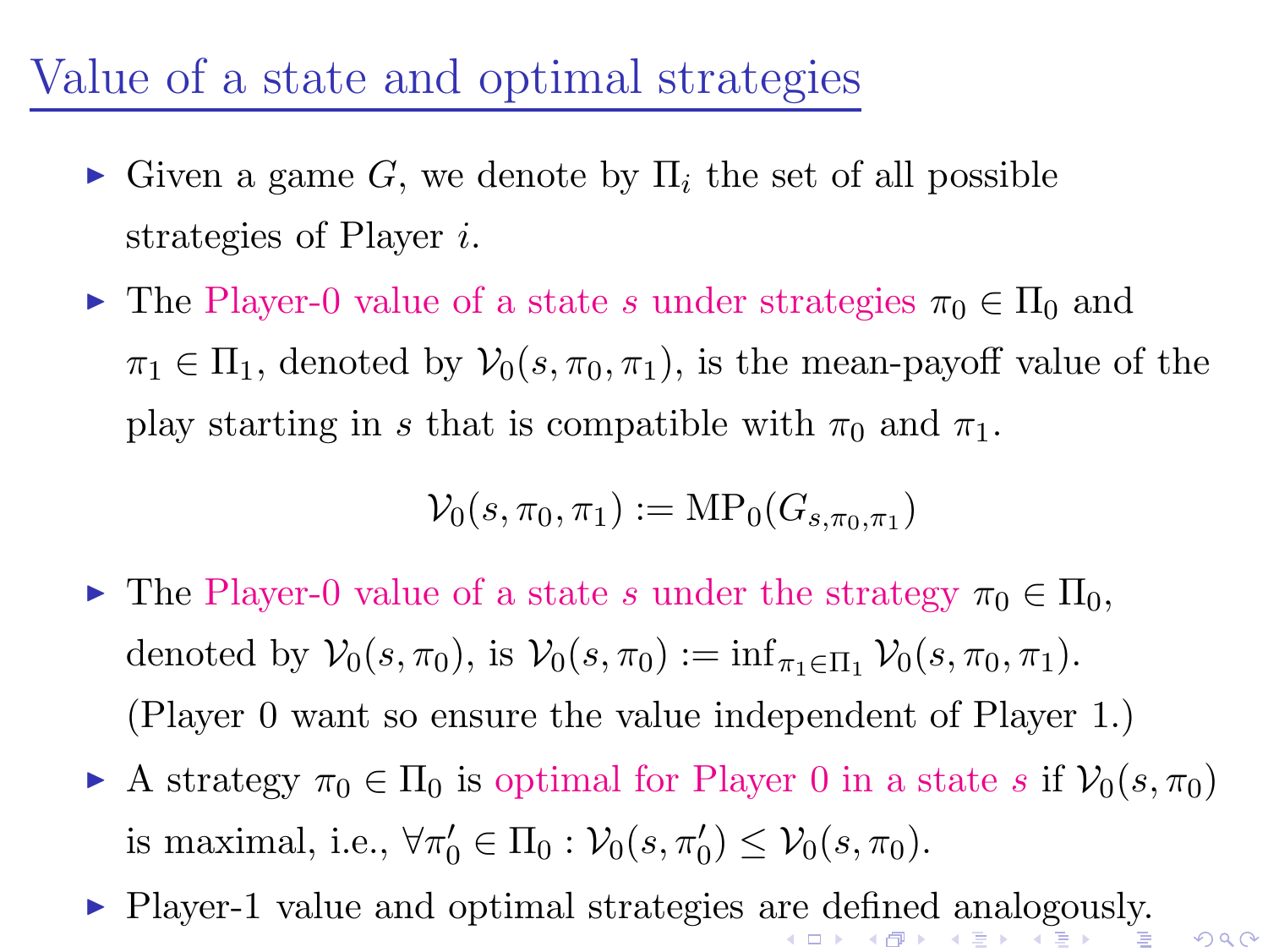# Value of a state and optimal strategies

- Given a game $G$, we denote by $\Pi_i$ the set of all possible strategies of Player $i$.
- The Player-0 value of a state $s$ under strategies $\pi_0 \in \Pi_0$ and $\pi_1 \in \Pi_1$, denoted by $\mathcal{V}_0(s, \pi_0, \pi_1)$, is the mean-payoff value of the play starting in $s$ that is compatible with $\pi_0$ and $\pi_1$.

$$\mathcal{V}_0(s, \pi_0, \pi_1) := \mathrm{MP}_0(G_{s,\pi_0,\pi_1})$$

- The Player-0 value of a state $s$ under the strategy $\pi_0 \in \Pi_0$, denoted by $\mathcal{V}_0(s, \pi_0)$, is $\mathcal{V}_0(s, \pi_0) := \inf_{\pi_1 \in \Pi_1} \mathcal{V}_0(s, \pi_0, \pi_1)$. (Player 0 want so ensure the value independent of Player 1.)
- A strategy $\pi_0 \in \Pi_0$ is optimal for Player 0 in a state $s$ if $\mathcal{V}_0(s, \pi_0)$ is maximal, i.e., $\forall \pi_0' \in \Pi_0 : \mathcal{V}_0(s, \pi_0') \leq \mathcal{V}_0(s, \pi_0)$.
- Player-1 value and optimal strategies are defined analogously.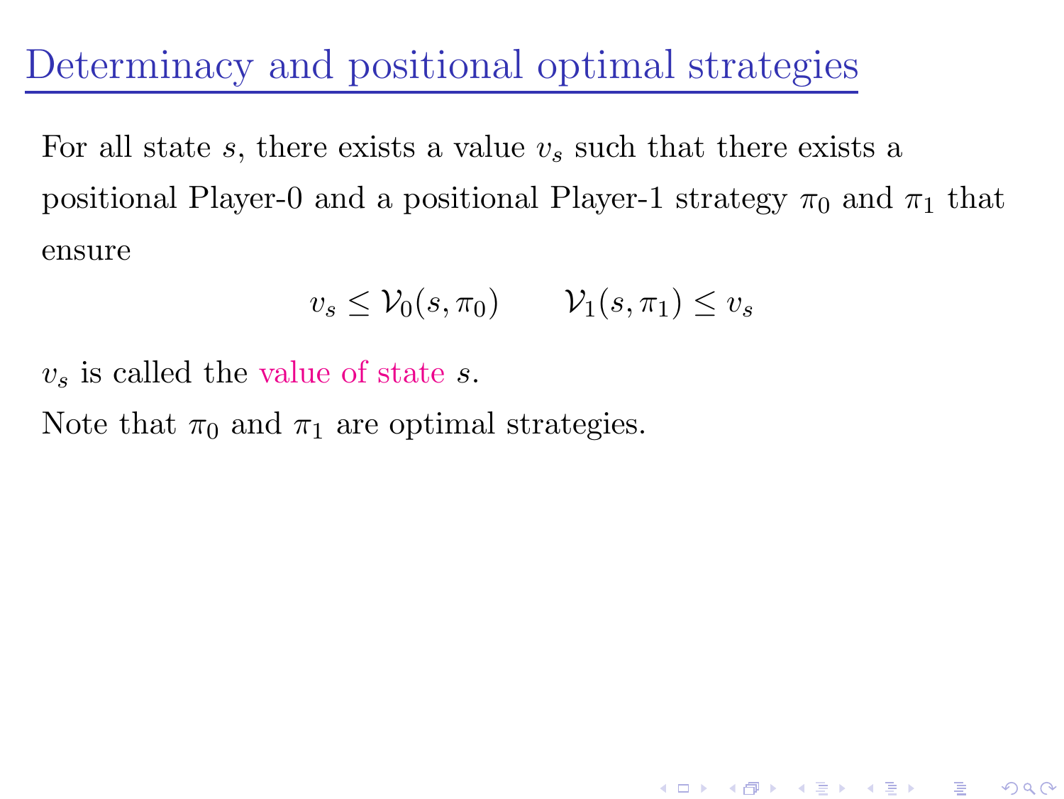# Determinacy and positional optimal strategies

For all state $s$, there exists a value $v_s$ such that there exists a positional Player-0 and a positional Player-1 strategy $\pi_0$ and $\pi_1$ that ensure

$$v_s \leq \mathcal{V}_0(s, \pi_0) \qquad \mathcal{V}_1(s, \pi_1) \leq v_s$$

$v_s$ is called the value of state $s$.

Note that $\pi_0$ and $\pi_1$ are optimal strategies.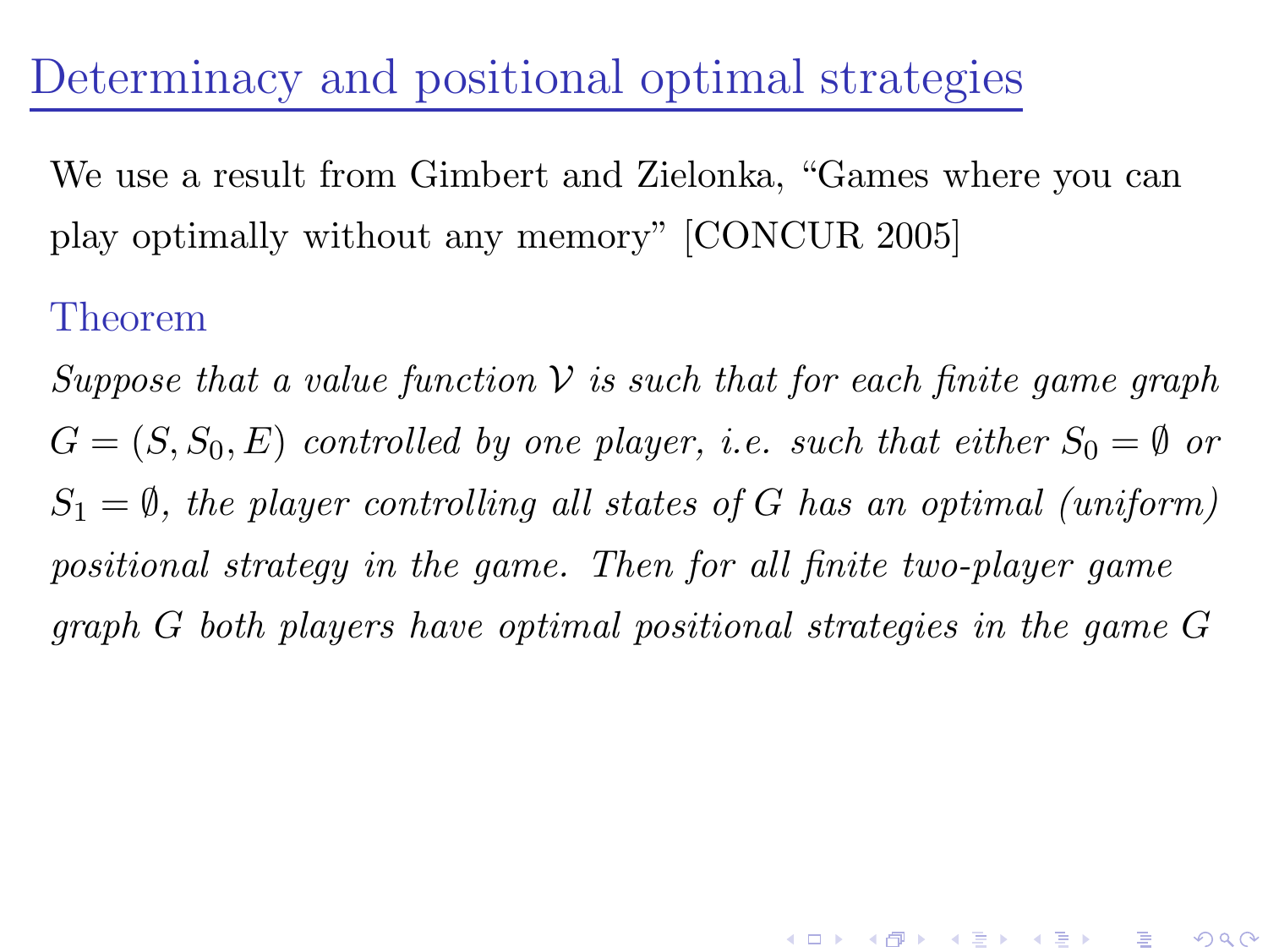# Determinacy and positional optimal strategies

We use a result from Gimbert and Zielonka, "Games where you can play optimally without any memory" [CONCUR 2005]

### Theorem

*Suppose that a value function $\mathcal{V}$ is such that for each finite game graph $G = (S, S_0, E)$ controlled by one player, i.e. such that either $S_0 = \emptyset$ or $S_1 = \emptyset$, the player controlling all states of $G$ has an optimal (uniform) positional strategy in the game. Then for all finite two-player game graph $G$ both players have optimal positional strategies in the game $G$*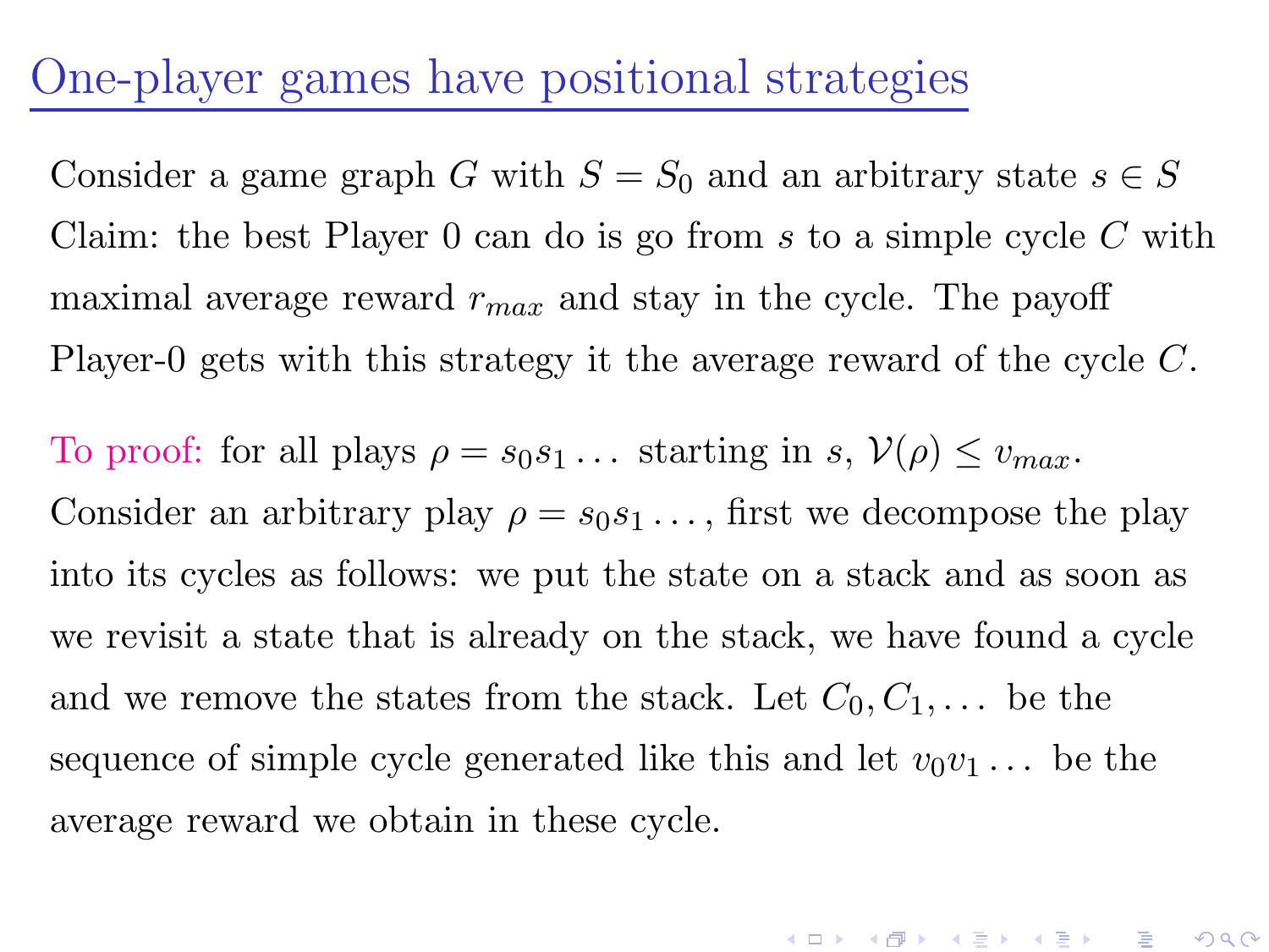# One-player games have positional strategies

Consider a game graph $G$ with $S = S_0$ and an arbitrary state $s \in S$

Claim: the best Player 0 can do is go from $s$ to a simple cycle $C$ with maximal average reward $r_{max}$ and stay in the cycle. The payoff Player-0 gets with this strategy it the average reward of the cycle $C$.

To proof: for all plays $\rho = s_0 s_1 \dots$ starting in $s$, $\mathcal{V}(\rho) \leq v_{max}$.

Consider an arbitrary play $\rho = s_0 s_1 \dots$, first we decompose the play into its cycles as follows: we put the state on a stack and as soon as we revisit a state that is already on the stack, we have found a cycle and we remove the states from the stack. Let $C_0, C_1, \dots$ be the sequence of simple cycle generated like this and let $v_0 v_1 \dots$ be the average reward we obtain in these cycle.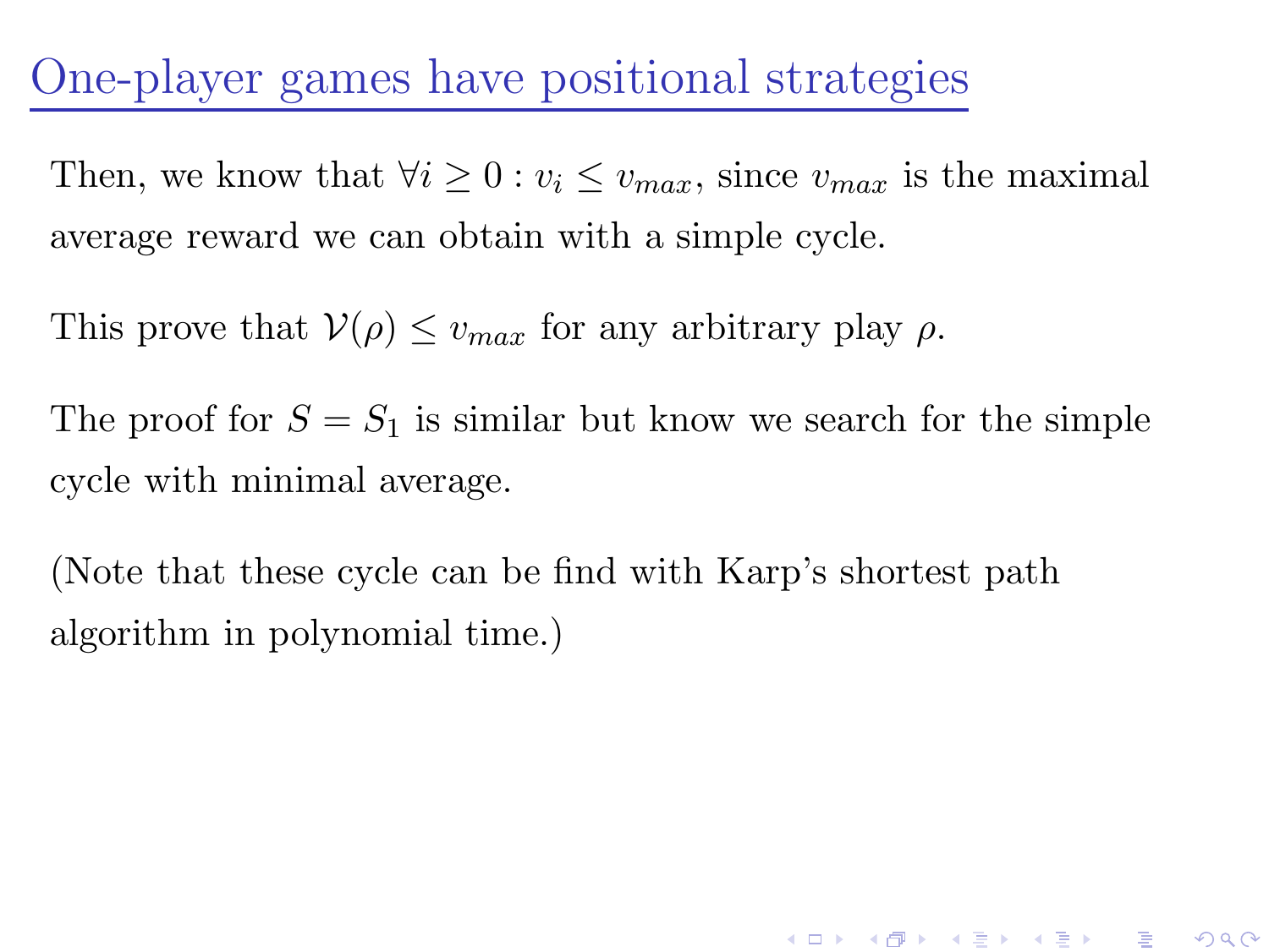# One-player games have positional strategies

Then, we know that $\forall i \geq 0 : v_i \leq v_{max}$, since $v_{max}$ is the maximal average reward we can obtain with a simple cycle.

This prove that $\mathcal{V}(\rho) \leq v_{max}$ for any arbitrary play $\rho$.

The proof for $S = S_1$ is similar but know we search for the simple cycle with minimal average.

(Note that these cycle can be find with Karp's shortest path algorithm in polynomial time.)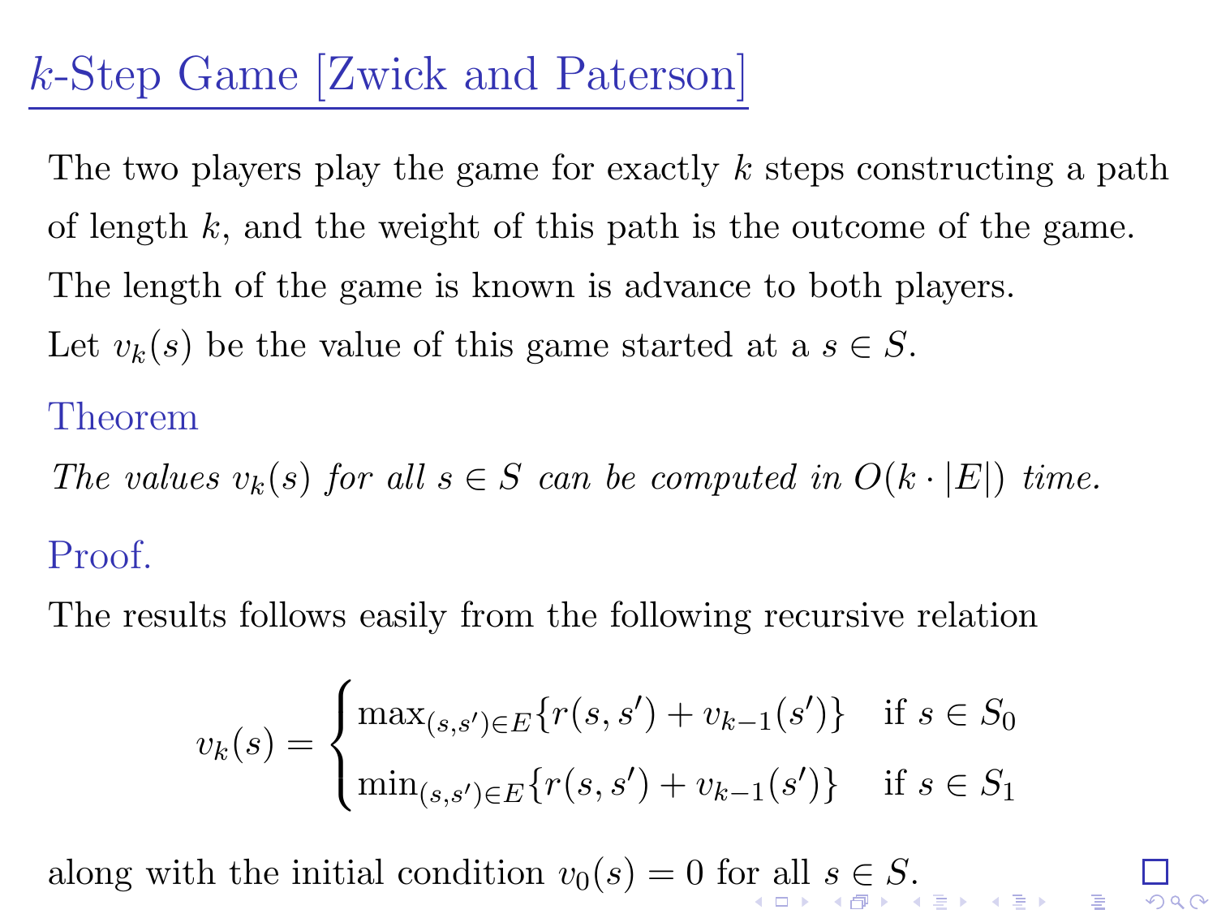# $k$-Step Game [Zwick and Paterson]

The two players play the game for exactly $k$ steps constructing a path of length $k$, and the weight of this path is the outcome of the game. The length of the game is known is advance to both players.

Let $v_k(s)$ be the value of this game started at a $s \in S$.

**Theorem**

*The values $v_k(s)$ for all $s \in S$ can be computed in $O(k \cdot |E|)$ time.*

**Proof.**

The results follows easily from the following recursive relation

$$v_k(s) = \begin{cases} \max_{(s,s') \in E}\{r(s,s') + v_{k-1}(s')\} & \text{if } s \in S_0 \\ \min_{(s,s') \in E}\{r(s,s') + v_{k-1}(s')\} & \text{if } s \in S_1 \end{cases}$$

along with the initial condition $v_0(s) = 0$ for all $s \in S$. □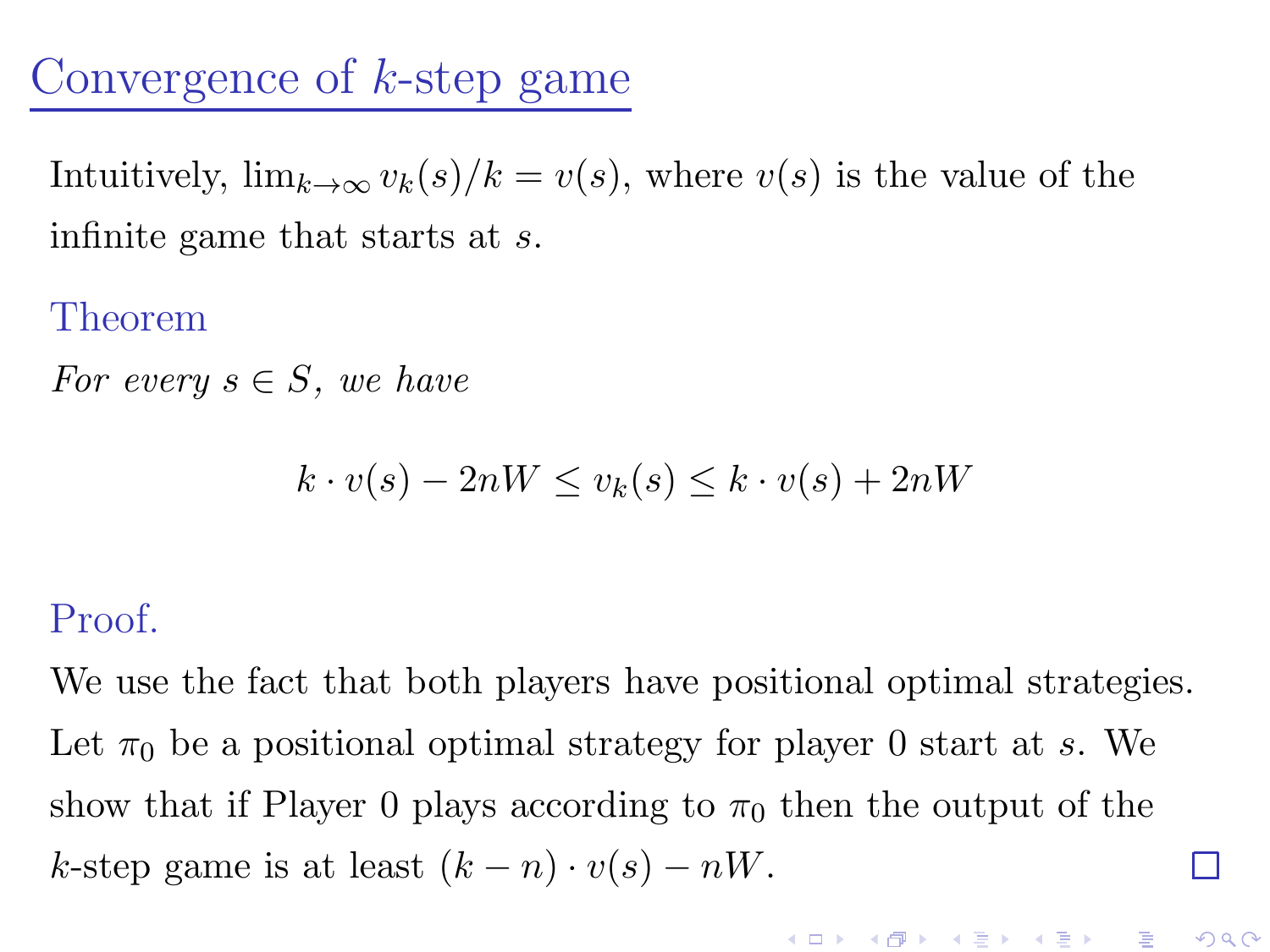# Convergence of $k$-step game

Intuitively, $\lim_{k \to \infty} v_k(s)/k = v(s)$, where $v(s)$ is the value of the infinite game that starts at $s$.

**Theorem**

*For every $s \in S$, we have*

$$k \cdot v(s) - 2nW \leq v_k(s) \leq k \cdot v(s) + 2nW$$

**Proof.**

We use the fact that both players have positional optimal strategies. Let $\pi_0$ be a positional optimal strategy for player 0 start at $s$. We show that if Player 0 plays according to $\pi_0$ then the output of the $k$-step game is at least $(k - n) \cdot v(s) - nW$. □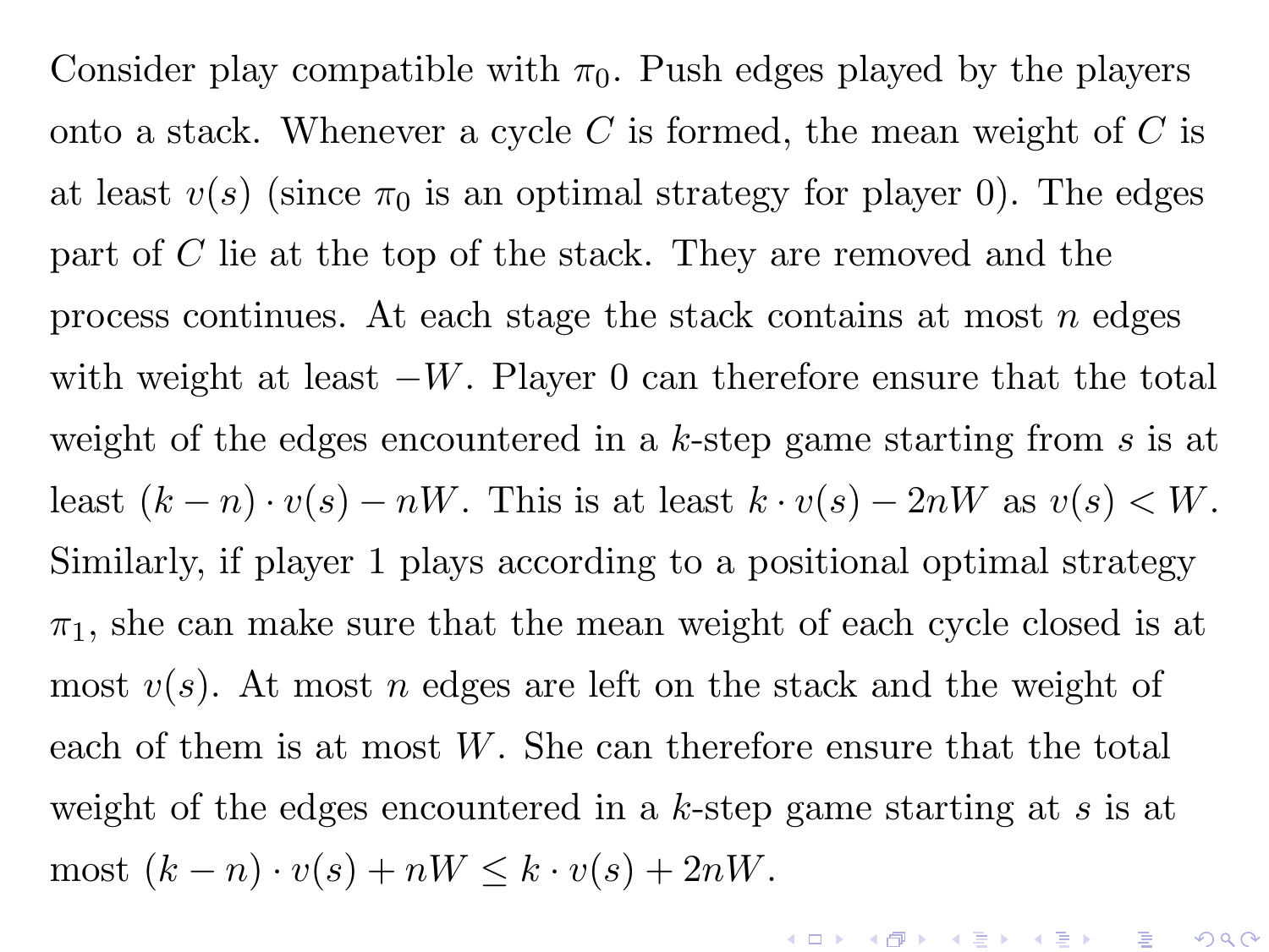Consider play compatible with $\pi_0$. Push edges played by the players onto a stack. Whenever a cycle $C$ is formed, the mean weight of $C$ is at least $v(s)$ (since $\pi_0$ is an optimal strategy for player 0). The edges part of $C$ lie at the top of the stack. They are removed and the process continues. At each stage the stack contains at most $n$ edges with weight at least $-W$. Player 0 can therefore ensure that the total weight of the edges encountered in a $k$-step game starting from $s$ is at least $(k - n) \cdot v(s) - nW$. This is at least $k \cdot v(s) - 2nW$ as $v(s) < W$. Similarly, if player 1 plays according to a positional optimal strategy $\pi_1$, she can make sure that the mean weight of each cycle closed is at most $v(s)$. At most $n$ edges are left on the stack and the weight of each of them is at most $W$. She can therefore ensure that the total weight of the edges encountered in a $k$-step game starting at $s$ is at most $(k - n) \cdot v(s) + nW \leq k \cdot v(s) + 2nW$.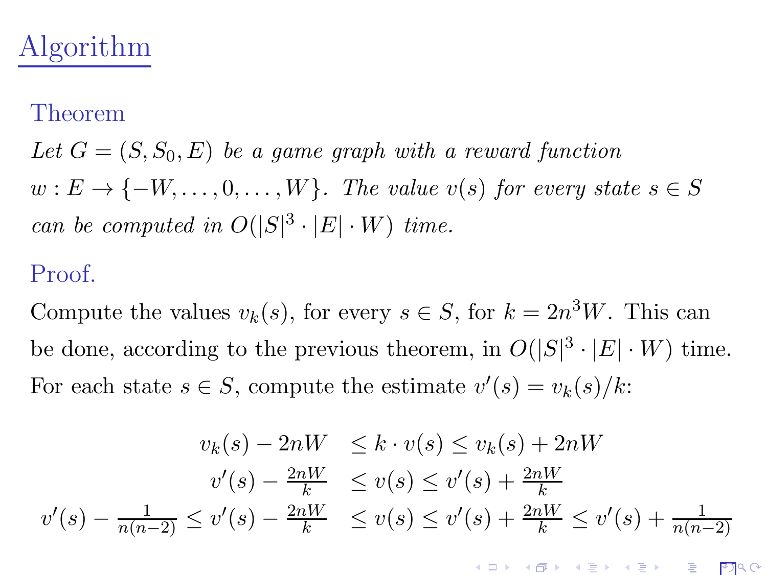# Algorithm

**Theorem**

*Let $G = (S, S_0, E)$ be a game graph with a reward function $w : E \to \{-W, \ldots, 0, \ldots, W\}$. The value $v(s)$ for every state $s \in S$ can be computed in $O(|S|^3 \cdot |E| \cdot W)$ time.*

**Proof.**

Compute the values $v_k(s)$, for every $s \in S$, for $k = 2n^3W$. This can be done, according to the previous theorem, in $O(|S|^3 \cdot |E| \cdot W)$ time. For each state $s \in S$, compute the estimate $v'(s) = v_k(s)/k$:

$$
\begin{aligned}
v_k(s) - 2nW &\leq k \cdot v(s) \leq v_k(s) + 2nW \\
v'(s) - \frac{2nW}{k} &\leq v(s) \leq v'(s) + \frac{2nW}{k} \\
v'(s) - \frac{1}{n(n-2)} \leq v'(s) - \frac{2nW}{k} &\leq v(s) \leq v'(s) + \frac{2nW}{k} \leq v'(s) + \frac{1}{n(n-2)}
\end{aligned}
$$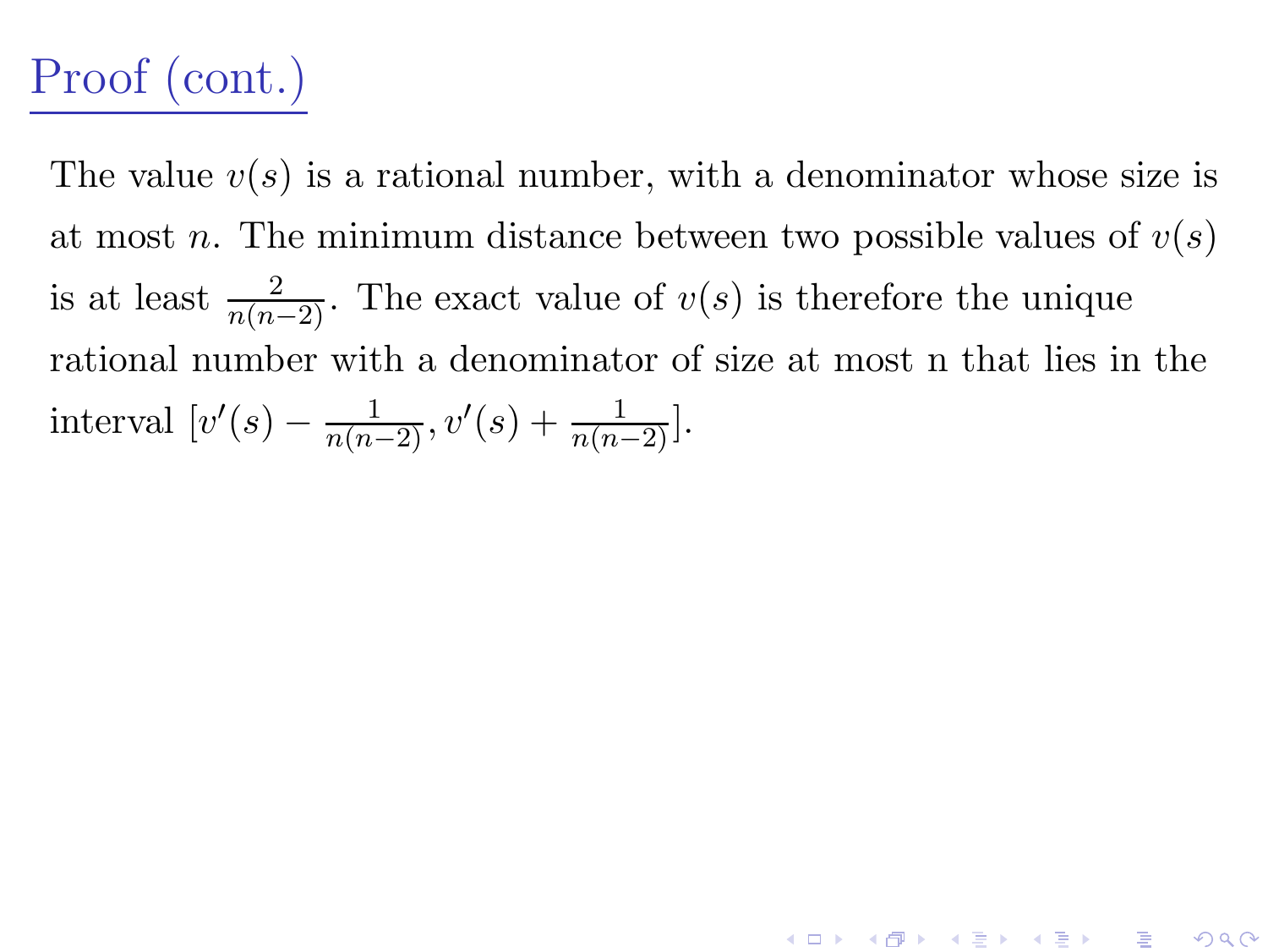# Proof (cont.)

The value $v(s)$ is a rational number, with a denominator whose size is at most $n$. The minimum distance between two possible values of $v(s)$ is at least $\frac{2}{n(n-2)}$. The exact value of $v(s)$ is therefore the unique rational number with a denominator of size at most n that lies in the interval $[v'(s) - \frac{1}{n(n-2)}, v'(s) + \frac{1}{n(n-2)}]$.